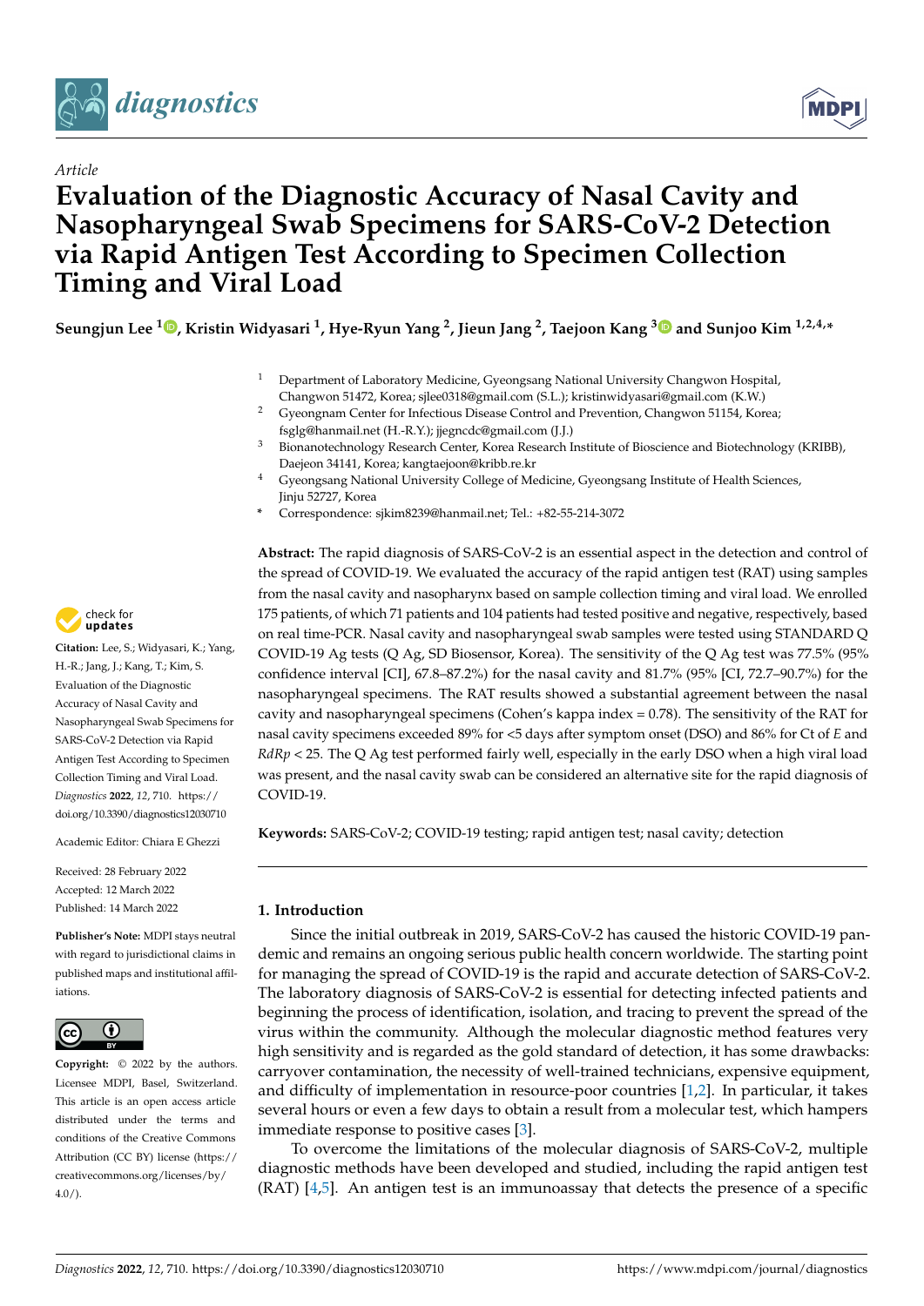*Article*

# Evaluation of the Diagnostic Accuracy of Nasal Cavity and Nasopharyngeal Swab Specimens for SARS-CoV-2 Detection via Rapid Antigen Test According to Specimen Collection Timing and Viral Load

**Seungjun Lee [1], Kristin Widyasari [1], Hye-Ryun Yang [2], Jieun Jang [2], Taejoon Kang [3] and Sunjoo Kim [1,2,4,*]**

1 Department of Laboratory Medicine, Gyeongsang National University Changwon Hospital, Changwon 51472, Korea; sjlee0318@gmail.com (S.L.); kristinwidyasari@gmail.com (K.W.)
2 Gyeongnam Center for Infectious Disease Control and Prevention, Changwon 51154, Korea; fsglg@hanmail.net (H.-R.Y.); jjegncdc@gmail.com (J.J.)
3 Bionanotechnology Research Center, Korea Research Institute of Bioscience and Biotechnology (KRIBB), Daejeon 34141, Korea; kangtaejoon@kribb.re.kr
4 Gyeongsang National University College of Medicine, Gyeongsang Institute of Health Sciences, Jinju 52727, Korea
* Correspondence: sjkim8239@hanmail.net; Tel.: +82-55-214-3072

**Abstract:** The rapid diagnosis of SARS-CoV-2 is an essential aspect in the detection and control of the spread of COVID-19. We evaluated the accuracy of the rapid antigen test (RAT) using samples from the nasal cavity and nasopharynx based on sample collection timing and viral load. We enrolled 175 patients, of which 71 patients and 104 patients had tested positive and negative, respectively, based on real time-PCR. Nasal cavity and nasopharyngeal swab samples were tested using STANDARD Q COVID-19 Ag tests (Q Ag, SD Biosensor, Korea). The sensitivity of the Q Ag test was 77.5% (95% confidence interval [CI], 67.8–87.2%) for the nasal cavity and 81.7% (95% [CI, 72.7–90.7%) for the nasopharyngeal specimens. The RAT results showed a substantial agreement between the nasal cavity and nasopharyngeal specimens (Cohen's kappa index = 0.78). The sensitivity of the RAT for nasal cavity specimens exceeded 89% for <5 days after symptom onset (DSO) and 86% for Ct of *E* and *RdRp* < 25. The Q Ag test performed fairly well, especially in the early DSO when a high viral load was present, and the nasal cavity swab can be considered an alternative site for the rapid diagnosis of COVID-19.

**Keywords:** SARS-CoV-2; COVID-19 testing; rapid antigen test; nasal cavity; detection

**Citation:** Lee, S.; Widyasari, K.; Yang, H.-R.; Jang, J.; Kang, T.; Kim, S. Evaluation of the Diagnostic Accuracy of Nasal Cavity and Nasopharyngeal Swab Specimens for SARS-CoV-2 Detection via Rapid Antigen Test According to Specimen Collection Timing and Viral Load. *Diagnostics* **2022**, *12*, 710. https://doi.org/10.3390/diagnostics12030710

Academic Editor: Chiara E Ghezzi

Received: 28 February 2022
Accepted: 12 March 2022
Published: 14 March 2022

**Publisher's Note:** MDPI stays neutral with regard to jurisdictional claims in published maps and institutional affiliations.

**Copyright:** © 2022 by the authors. Licensee MDPI, Basel, Switzerland. This article is an open access article distributed under the terms and conditions of the Creative Commons Attribution (CC BY) license (https://creativecommons.org/licenses/by/4.0/).

## 1. Introduction

Since the initial outbreak in 2019, SARS-CoV-2 has caused the historic COVID-19 pandemic and remains an ongoing serious public health concern worldwide. The starting point for managing the spread of COVID-19 is the rapid and accurate detection of SARS-CoV-2. The laboratory diagnosis of SARS-CoV-2 is essential for detecting infected patients and beginning the process of identification, isolation, and tracing to prevent the spread of the virus within the community. Although the molecular diagnostic method features very high sensitivity and is regarded as the gold standard of detection, it has some drawbacks: carryover contamination, the necessity of well-trained technicians, expensive equipment, and difficulty of implementation in resource-poor countries [1,2]. In particular, it takes several hours or even a few days to obtain a result from a molecular test, which hampers immediate response to positive cases [3].

To overcome the limitations of the molecular diagnosis of SARS-CoV-2, multiple diagnostic methods have been developed and studied, including the rapid antigen test (RAT) [4,5]. An antigen test is an immunoassay that detects the presence of a specific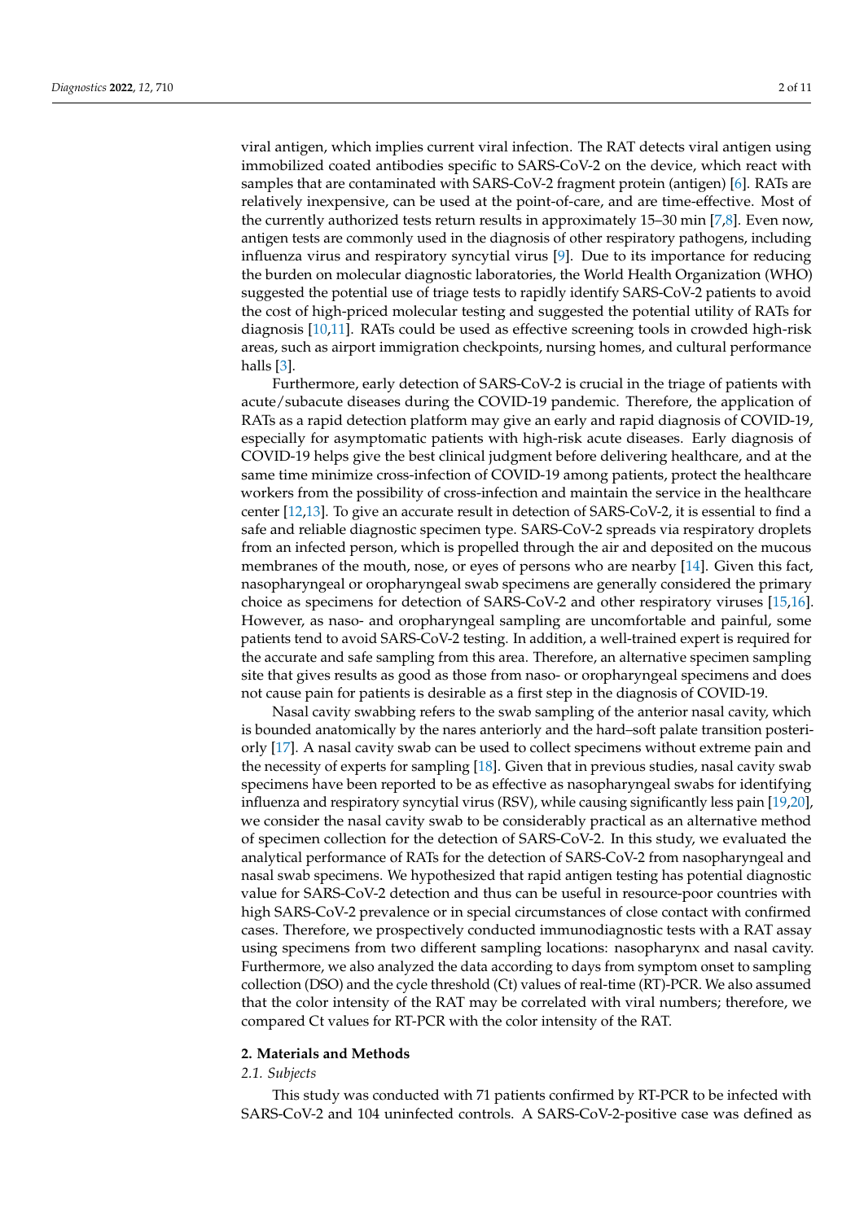viral antigen, which implies current viral infection. The RAT detects viral antigen using immobilized coated antibodies specific to SARS-CoV-2 on the device, which react with samples that are contaminated with SARS-CoV-2 fragment protein (antigen) [6]. RATs are relatively inexpensive, can be used at the point-of-care, and are time-effective. Most of the currently authorized tests return results in approximately 15–30 min [7,8]. Even now, antigen tests are commonly used in the diagnosis of other respiratory pathogens, including influenza virus and respiratory syncytial virus [9]. Due to its importance for reducing the burden on molecular diagnostic laboratories, the World Health Organization (WHO) suggested the potential use of triage tests to rapidly identify SARS-CoV-2 patients to avoid the cost of high-priced molecular testing and suggested the potential utility of RATs for diagnosis [10,11]. RATs could be used as effective screening tools in crowded high-risk areas, such as airport immigration checkpoints, nursing homes, and cultural performance halls [3].

Furthermore, early detection of SARS-CoV-2 is crucial in the triage of patients with acute/subacute diseases during the COVID-19 pandemic. Therefore, the application of RATs as a rapid detection platform may give an early and rapid diagnosis of COVID-19, especially for asymptomatic patients with high-risk acute diseases. Early diagnosis of COVID-19 helps give the best clinical judgment before delivering healthcare, and at the same time minimize cross-infection of COVID-19 among patients, protect the healthcare workers from the possibility of cross-infection and maintain the service in the healthcare center [12,13]. To give an accurate result in detection of SARS-CoV-2, it is essential to find a safe and reliable diagnostic specimen type. SARS-CoV-2 spreads via respiratory droplets from an infected person, which is propelled through the air and deposited on the mucous membranes of the mouth, nose, or eyes of persons who are nearby [14]. Given this fact, nasopharyngeal or oropharyngeal swab specimens are generally considered the primary choice as specimens for detection of SARS-CoV-2 and other respiratory viruses [15,16]. However, as naso- and oropharyngeal sampling are uncomfortable and painful, some patients tend to avoid SARS-CoV-2 testing. In addition, a well-trained expert is required for the accurate and safe sampling from this area. Therefore, an alternative specimen sampling site that gives results as good as those from naso- or oropharyngeal specimens and does not cause pain for patients is desirable as a first step in the diagnosis of COVID-19.

Nasal cavity swabbing refers to the swab sampling of the anterior nasal cavity, which is bounded anatomically by the nares anteriorly and the hard–soft palate transition posteriorly [17]. A nasal cavity swab can be used to collect specimens without extreme pain and the necessity of experts for sampling [18]. Given that in previous studies, nasal cavity swab specimens have been reported to be as effective as nasopharyngeal swabs for identifying influenza and respiratory syncytial virus (RSV), while causing significantly less pain [19,20], we consider the nasal cavity swab to be considerably practical as an alternative method of specimen collection for the detection of SARS-CoV-2. In this study, we evaluated the analytical performance of RATs for the detection of SARS-CoV-2 from nasopharyngeal and nasal swab specimens. We hypothesized that rapid antigen testing has potential diagnostic value for SARS-CoV-2 detection and thus can be useful in resource-poor countries with high SARS-CoV-2 prevalence or in special circumstances of close contact with confirmed cases. Therefore, we prospectively conducted immunodiagnostic tests with a RAT assay using specimens from two different sampling locations: nasopharynx and nasal cavity. Furthermore, we also analyzed the data according to days from symptom onset to sampling collection (DSO) and the cycle threshold (Ct) values of real-time (RT)-PCR. We also assumed that the color intensity of the RAT may be correlated with viral numbers; therefore, we compared Ct values for RT-PCR with the color intensity of the RAT.

## 2. Materials and Methods

### *2.1. Subjects*

This study was conducted with 71 patients confirmed by RT-PCR to be infected with SARS-CoV-2 and 104 uninfected controls. A SARS-CoV-2-positive case was defined as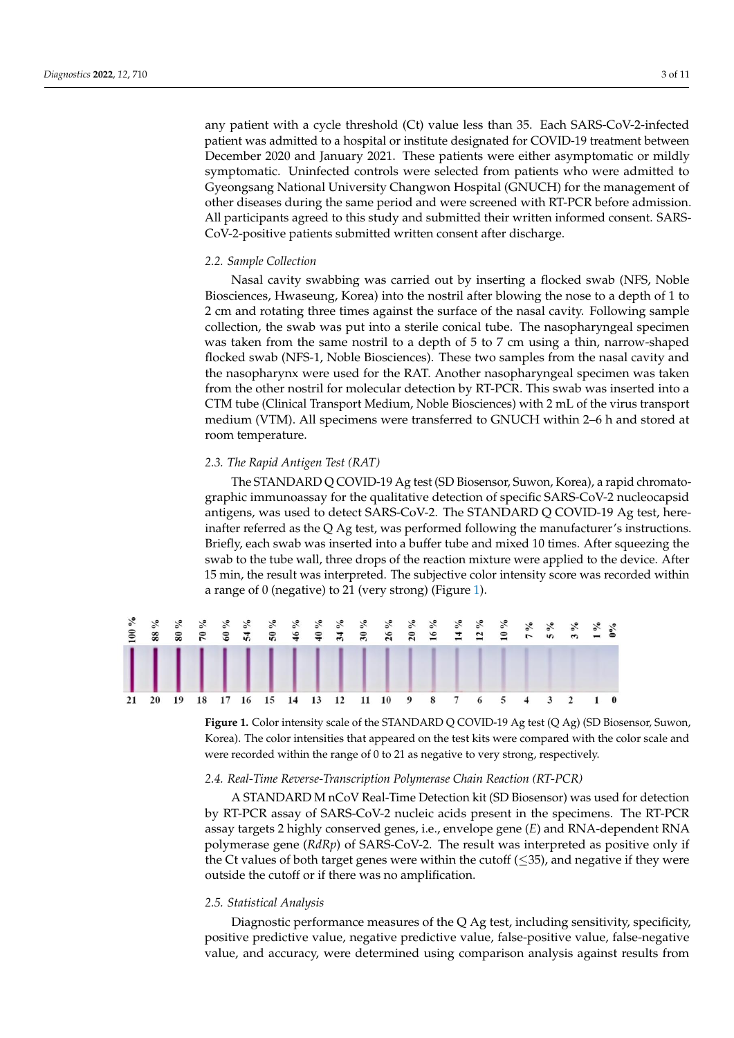any patient with a cycle threshold (Ct) value less than 35. Each SARS-CoV-2-infected patient was admitted to a hospital or institute designated for COVID-19 treatment between December 2020 and January 2021. These patients were either asymptomatic or mildly symptomatic. Uninfected controls were selected from patients who were admitted to Gyeongsang National University Changwon Hospital (GNUCH) for the management of other diseases during the same period and were screened with RT-PCR before admission. All participants agreed to this study and submitted their written informed consent. SARS-CoV-2-positive patients submitted written consent after discharge.

### 2.2. Sample Collection

Nasal cavity swabbing was carried out by inserting a flocked swab (NFS, Noble Biosciences, Hwaseung, Korea) into the nostril after blowing the nose to a depth of 1 to 2 cm and rotating three times against the surface of the nasal cavity. Following sample collection, the swab was put into a sterile conical tube. The nasopharyngeal specimen was taken from the same nostril to a depth of 5 to 7 cm using a thin, narrow-shaped flocked swab (NFS-1, Noble Biosciences). These two samples from the nasal cavity and the nasopharynx were used for the RAT. Another nasopharyngeal specimen was taken from the other nostril for molecular detection by RT-PCR. This swab was inserted into a CTM tube (Clinical Transport Medium, Noble Biosciences) with 2 mL of the virus transport medium (VTM). All specimens were transferred to GNUCH within 2–6 h and stored at room temperature.

### 2.3. The Rapid Antigen Test (RAT)

The STANDARD Q COVID-19 Ag test (SD Biosensor, Suwon, Korea), a rapid chromatographic immunoassay for the qualitative detection of specific SARS-CoV-2 nucleocapsid antigens, was used to detect SARS-CoV-2. The STANDARD Q COVID-19 Ag test, hereinafter referred as the Q Ag test, was performed following the manufacturer's instructions. Briefly, each swab was inserted into a buffer tube and mixed 10 times. After squeezing the swab to the tube wall, three drops of the reaction mixture were applied to the device. After 15 min, the result was interpreted. The subjective color intensity score was recorded within a range of 0 (negative) to 21 (very strong) (Figure 1).

| 100% | 88% | 80% | 70% | 60% | 54% | 50% | 46% | 40% | 34% | 30% | 26% | 20% | 16% | 14% | 12% | 10% | 7% | 5% | 3% | 1% | 0% |
|---|---|---|---|---|---|---|---|---|---|---|---|---|---|---|---|---|---|---|---|---|---|
| 21 | 20 | 19 | 18 | 17 | 16 | 15 | 14 | 13 | 12 | 11 | 10 | 9 | 8 | 7 | 6 | 5 | 4 | 3 | 2 | 1 | 0 |

**Figure 1.** Color intensity scale of the STANDARD Q COVID-19 Ag test (Q Ag) (SD Biosensor, Suwon, Korea). The color intensities that appeared on the test kits were compared with the color scale and were recorded within the range of 0 to 21 as negative to very strong, respectively.

### 2.4. Real-Time Reverse-Transcription Polymerase Chain Reaction (RT-PCR)

A STANDARD M nCoV Real-Time Detection kit (SD Biosensor) was used for detection by RT-PCR assay of SARS-CoV-2 nucleic acids present in the specimens. The RT-PCR assay targets 2 highly conserved genes, i.e., envelope gene (*E*) and RNA-dependent RNA polymerase gene (*RdRp*) of SARS-CoV-2. The result was interpreted as positive only if the Ct values of both target genes were within the cutoff ($\leq$35), and negative if they were outside the cutoff or if there was no amplification.

### 2.5. Statistical Analysis

Diagnostic performance measures of the Q Ag test, including sensitivity, specificity, positive predictive value, negative predictive value, false-positive value, false-negative value, and accuracy, were determined using comparison analysis against results from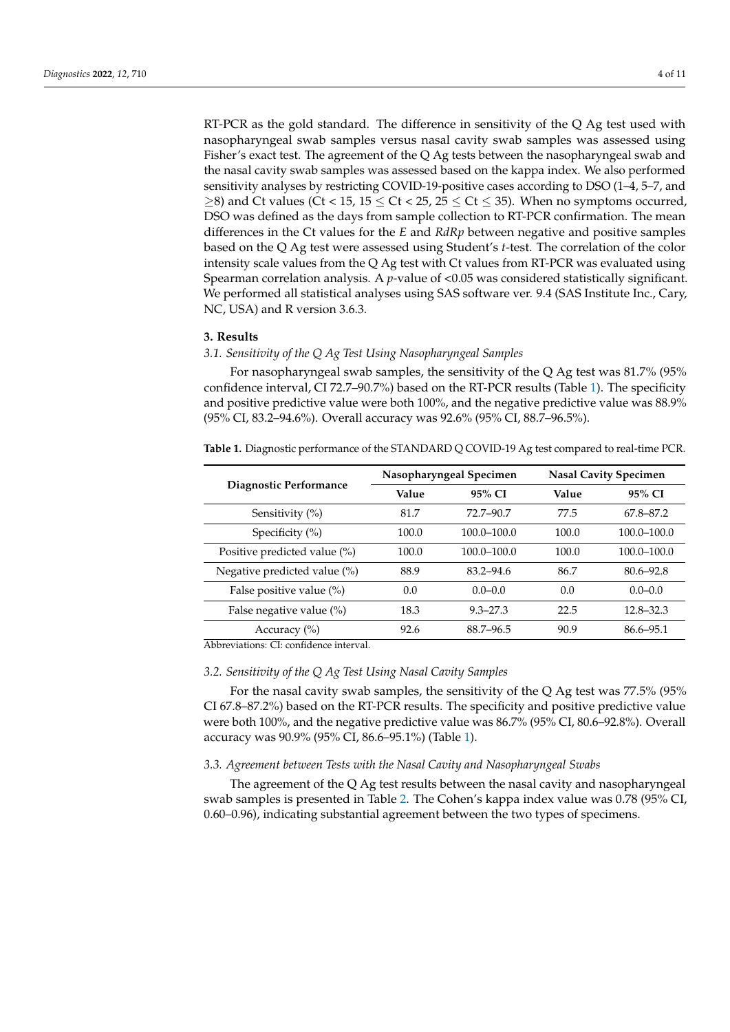RT-PCR as the gold standard. The difference in sensitivity of the Q Ag test used with nasopharyngeal swab samples versus nasal cavity swab samples was assessed using Fisher's exact test. The agreement of the Q Ag tests between the nasopharyngeal swab and the nasal cavity swab samples was assessed based on the kappa index. We also performed sensitivity analyses by restricting COVID-19-positive cases according to DSO (1–4, 5–7, and ≥8) and Ct values (Ct < 15, 15 ≤ Ct < 25, 25 ≤ Ct ≤ 35). When no symptoms occurred, DSO was defined as the days from sample collection to RT-PCR confirmation. The mean differences in the Ct values for the *E* and *RdRp* between negative and positive samples based on the Q Ag test were assessed using Student's *t*-test. The correlation of the color intensity scale values from the Q Ag test with Ct values from RT-PCR was evaluated using Spearman correlation analysis. A *p*-value of <0.05 was considered statistically significant. We performed all statistical analyses using SAS software ver. 9.4 (SAS Institute Inc., Cary, NC, USA) and R version 3.6.3.

## 3. Results

### *3.1. Sensitivity of the Q Ag Test Using Nasopharyngeal Samples*

For nasopharyngeal swab samples, the sensitivity of the Q Ag test was 81.7% (95% confidence interval, CI 72.7–90.7%) based on the RT-PCR results (Table 1). The specificity and positive predictive value were both 100%, and the negative predictive value was 88.9% (95% CI, 83.2–94.6%). Overall accuracy was 92.6% (95% CI, 88.7–96.5%).

**Table 1.** Diagnostic performance of the STANDARD Q COVID-19 Ag test compared to real-time PCR.

| Diagnostic Performance | Nasopharyngeal Specimen | | Nasal Cavity Specimen | |
|---|---|---|---|---|
| | Value | 95% CI | Value | 95% CI |
| Sensitivity (%) | 81.7 | 72.7–90.7 | 77.5 | 67.8–87.2 |
| Specificity (%) | 100.0 | 100.0–100.0 | 100.0 | 100.0–100.0 |
| Positive predicted value (%) | 100.0 | 100.0–100.0 | 100.0 | 100.0–100.0 |
| Negative predicted value (%) | 88.9 | 83.2–94.6 | 86.7 | 80.6–92.8 |
| False positive value (%) | 0.0 | 0.0–0.0 | 0.0 | 0.0–0.0 |
| False negative value (%) | 18.3 | 9.3–27.3 | 22.5 | 12.8–32.3 |
| Accuracy (%) | 92.6 | 88.7–96.5 | 90.9 | 86.6–95.1 |

Abbreviations: CI: confidence interval.

### *3.2. Sensitivity of the Q Ag Test Using Nasal Cavity Samples*

For the nasal cavity swab samples, the sensitivity of the Q Ag test was 77.5% (95% CI 67.8–87.2%) based on the RT-PCR results. The specificity and positive predictive value were both 100%, and the negative predictive value was 86.7% (95% CI, 80.6–92.8%). Overall accuracy was 90.9% (95% CI, 86.6–95.1%) (Table 1).

### *3.3. Agreement between Tests with the Nasal Cavity and Nasopharyngeal Swabs*

The agreement of the Q Ag test results between the nasal cavity and nasopharyngeal swab samples is presented in Table 2. The Cohen's kappa index value was 0.78 (95% CI, 0.60–0.96), indicating substantial agreement between the two types of specimens.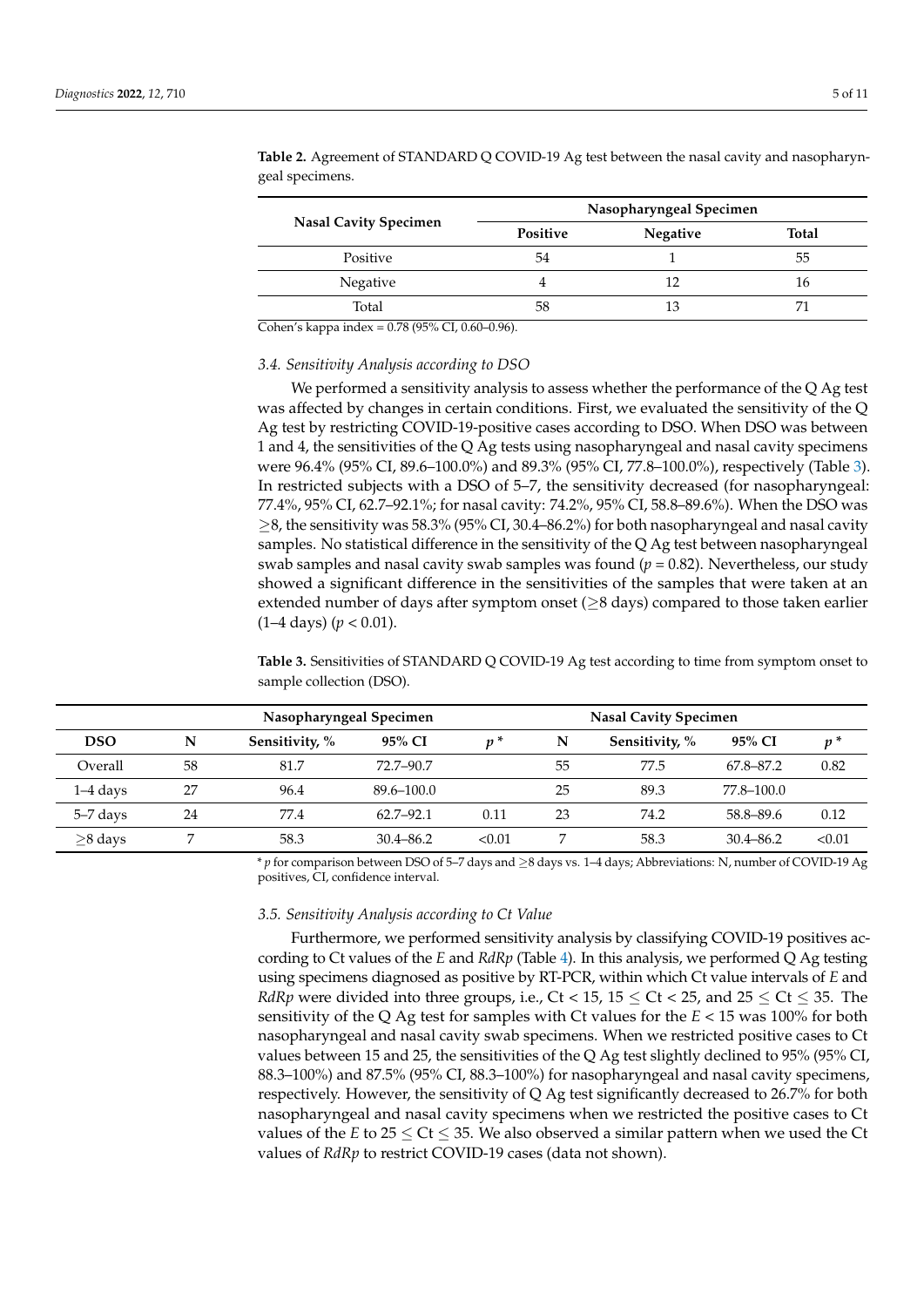**Table 2.** Agreement of STANDARD Q COVID-19 Ag test between the nasal cavity and nasopharyngeal specimens.

| Nasal Cavity Specimen | Nasopharyngeal Specimen | | |
|---|---|---|---|
| | **Positive** | **Negative** | **Total** |
| Positive | 54 | 1 | 55 |
| Negative | 4 | 12 | 16 |
| Total | 58 | 13 | 71 |

Cohen's kappa index = 0.78 (95% CI, 0.60–0.96).

### *3.4. Sensitivity Analysis according to DSO*

We performed a sensitivity analysis to assess whether the performance of the Q Ag test was affected by changes in certain conditions. First, we evaluated the sensitivity of the Q Ag test by restricting COVID-19-positive cases according to DSO. When DSO was between 1 and 4, the sensitivities of the Q Ag tests using nasopharyngeal and nasal cavity specimens were 96.4% (95% CI, 89.6–100.0%) and 89.3% (95% CI, 77.8–100.0%), respectively (Table 3). In restricted subjects with a DSO of 5–7, the sensitivity decreased (for nasopharyngeal: 77.4%, 95% CI, 62.7–92.1%; for nasal cavity: 74.2%, 95% CI, 58.8–89.6%). When the DSO was ≥8, the sensitivity was 58.3% (95% CI, 30.4–86.2%) for both nasopharyngeal and nasal cavity samples. No statistical difference in the sensitivity of the Q Ag test between nasopharyngeal swab samples and nasal cavity swab samples was found ($p = 0.82$). Nevertheless, our study showed a significant difference in the sensitivities of the samples that were taken at an extended number of days after symptom onset (≥8 days) compared to those taken earlier (1–4 days) ($p < 0.01$).

**Table 3.** Sensitivities of STANDARD Q COVID-19 Ag test according to time from symptom onset to sample collection (DSO).

| | Nasopharyngeal Specimen | | | | Nasal Cavity Specimen | | | |
|---|---|---|---|---|---|---|---|---|
| **DSO** | **N** | **Sensitivity, %** | **95% CI** | ***p*** * | **N** | **Sensitivity, %** | **95% CI** | ***p*** * |
| Overall | 58 | 81.7 | 72.7–90.7 | | 55 | 77.5 | 67.8–87.2 | 0.82 |
| 1–4 days | 27 | 96.4 | 89.6–100.0 | | 25 | 89.3 | 77.8–100.0 | |
| 5–7 days | 24 | 77.4 | 62.7–92.1 | 0.11 | 23 | 74.2 | 58.8–89.6 | 0.12 |
| ≥8 days | 7 | 58.3 | 30.4–86.2 | <0.01 | 7 | 58.3 | 30.4–86.2 | <0.01 |

\* *p* for comparison between DSO of 5–7 days and ≥8 days vs. 1–4 days; Abbreviations: N, number of COVID-19 Ag positives, CI, confidence interval.

### *3.5. Sensitivity Analysis according to Ct Value*

Furthermore, we performed sensitivity analysis by classifying COVID-19 positives according to Ct values of the *E* and *RdRp* (Table 4). In this analysis, we performed Q Ag testing using specimens diagnosed as positive by RT-PCR, within which Ct value intervals of *E* and *RdRp* were divided into three groups, i.e., $Ct < 15$, $15 \leq Ct < 25$, and $25 \leq Ct \leq 35$. The sensitivity of the Q Ag test for samples with Ct values for the *E* < 15 was 100% for both nasopharyngeal and nasal cavity swab specimens. When we restricted positive cases to Ct values between 15 and 25, the sensitivities of the Q Ag test slightly declined to 95% (95% CI, 88.3–100%) and 87.5% (95% CI, 88.3–100%) for nasopharyngeal and nasal cavity specimens, respectively. However, the sensitivity of Q Ag test significantly decreased to 26.7% for both nasopharyngeal and nasal cavity specimens when we restricted the positive cases to Ct values of the *E* to $25 \leq Ct \leq 35$. We also observed a similar pattern when we used the Ct values of *RdRp* to restrict COVID-19 cases (data not shown).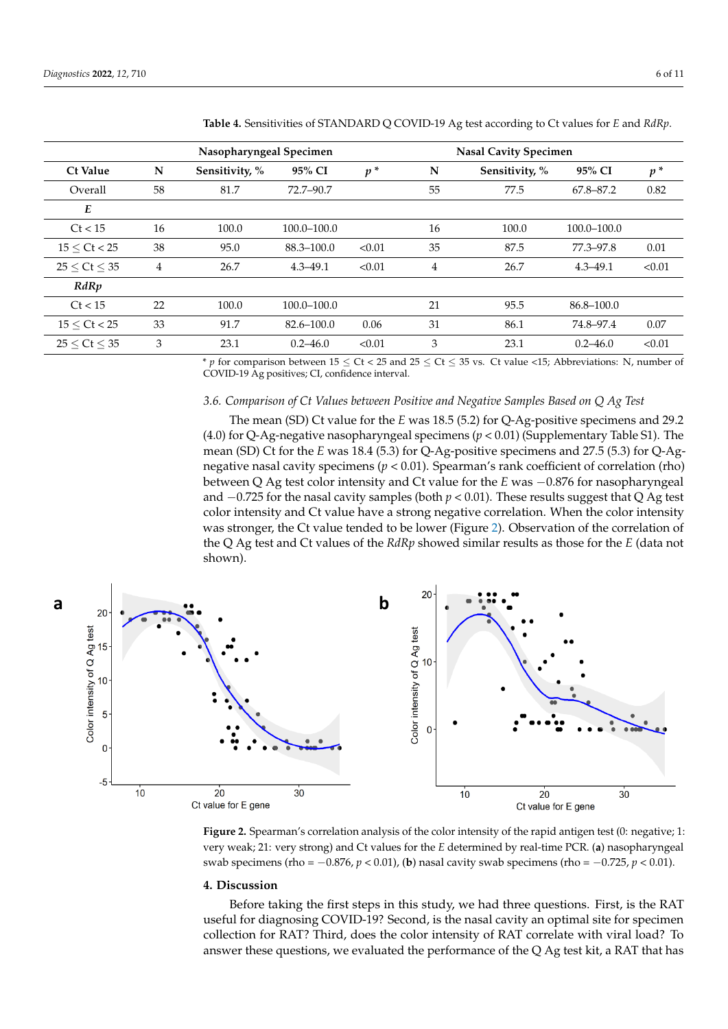**Table 4.** Sensitivities of STANDARD Q COVID-19 Ag test according to Ct values for *E* and *RdRp*.

| | Nasopharyngeal Specimen | | | | Nasal Cavity Specimen | | | |
|---|---|---|---|---|---|---|---|---|
| **Ct Value** | **N** | **Sensitivity, %** | **95% CI** | **$p$ *** | **N** | **Sensitivity, %** | **95% CI** | **$p$ *** |
| Overall | 58 | 81.7 | 72.7–90.7 | | 55 | 77.5 | 67.8–87.2 | 0.82 |
| ***E*** | | | | | | | | |
| Ct < 15 | 16 | 100.0 | 100.0–100.0 | | 16 | 100.0 | 100.0–100.0 | |
| 15 ≤ Ct < 25 | 38 | 95.0 | 88.3–100.0 | <0.01 | 35 | 87.5 | 77.3–97.8 | 0.01 |
| 25 ≤ Ct ≤ 35 | 4 | 26.7 | 4.3–49.1 | <0.01 | 4 | 26.7 | 4.3–49.1 | <0.01 |
| ***RdRp*** | | | | | | | | |
| Ct < 15 | 22 | 100.0 | 100.0–100.0 | | 21 | 95.5 | 86.8–100.0 | |
| 15 ≤ Ct < 25 | 33 | 91.7 | 82.6–100.0 | 0.06 | 31 | 86.1 | 74.8–97.4 | 0.07 |
| 25 ≤ Ct ≤ 35 | 3 | 23.1 | 0.2–46.0 | <0.01 | 3 | 23.1 | 0.2–46.0 | <0.01 |

* $p$ for comparison between 15 ≤ Ct < 25 and 25 ≤ Ct ≤ 35 vs. Ct value <15; Abbreviations: N, number of COVID-19 Ag positives; CI, confidence interval.

### 3.6. Comparison of Ct Values between Positive and Negative Samples Based on Q Ag Test

The mean (SD) Ct value for the *E* was 18.5 (5.2) for Q-Ag-positive specimens and 29.2 (4.0) for Q-Ag-negative nasopharyngeal specimens ($p < 0.01$) (Supplementary Table S1). The mean (SD) Ct for the *E* was 18.4 (5.3) for Q-Ag-positive specimens and 27.5 (5.3) for Q-Ag-negative nasal cavity specimens ($p < 0.01$). Spearman's rank coefficient of correlation (rho) between Q Ag test color intensity and Ct value for the *E* was −0.876 for nasopharyngeal and −0.725 for the nasal cavity samples (both $p < 0.01$). These results suggest that Q Ag test color intensity and Ct value have a strong negative correlation. When the color intensity was stronger, the Ct value tended to be lower (Figure 2). Observation of the correlation of the Q Ag test and Ct values of the *RdRp* showed similar results as those for the *E* (data not shown).

**Figure 2.** Spearman's correlation analysis of the color intensity of the rapid antigen test (0: negative; 1: very weak; 21: very strong) and Ct values for the *E* determined by real-time PCR. (**a**) nasopharyngeal swab specimens (rho = −0.876, $p < 0.01$), (**b**) nasal cavity swab specimens (rho = −0.725, $p < 0.01$).

## 4. Discussion

Before taking the first steps in this study, we had three questions. First, is the RAT useful for diagnosing COVID-19? Second, is the nasal cavity an optimal site for specimen collection for RAT? Third, does the color intensity of RAT correlate with viral load? To answer these questions, we evaluated the performance of the Q Ag test kit, a RAT that has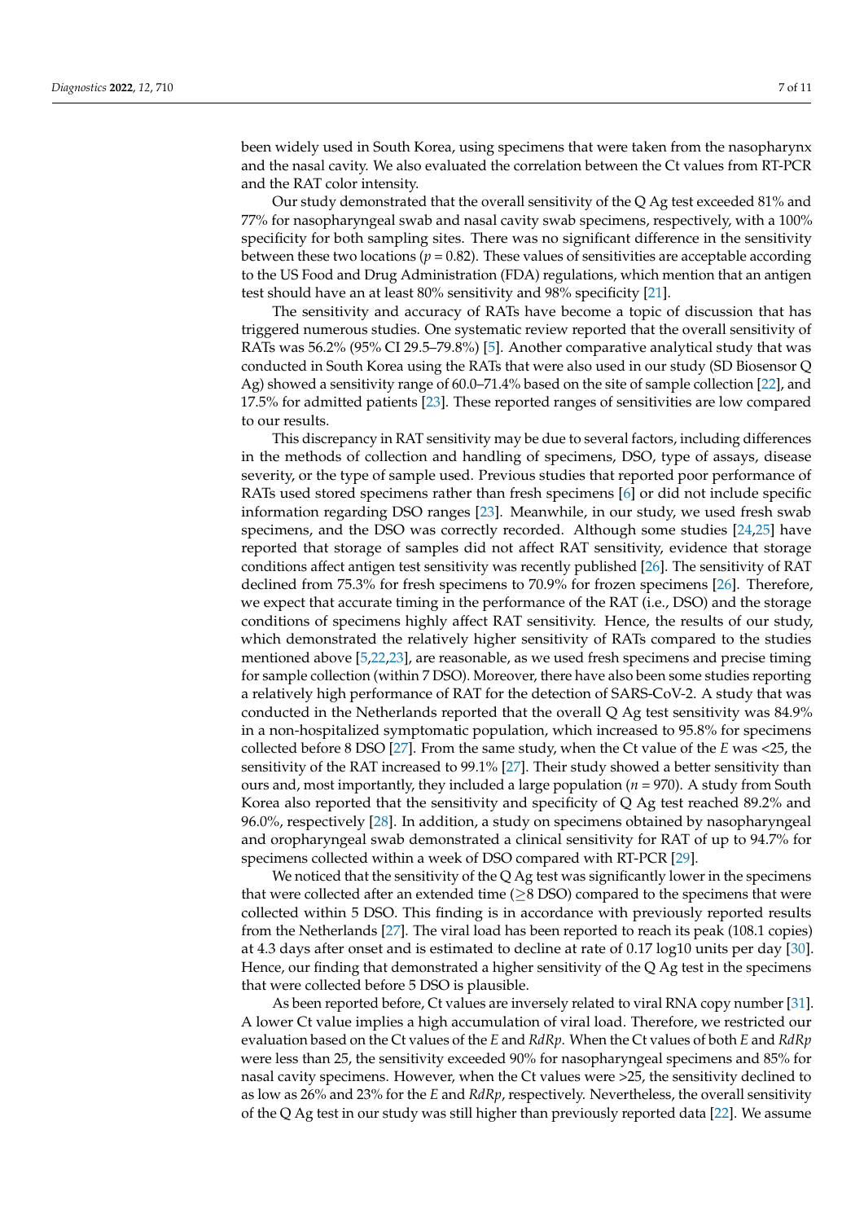been widely used in South Korea, using specimens that were taken from the nasopharynx and the nasal cavity. We also evaluated the correlation between the Ct values from RT-PCR and the RAT color intensity.

Our study demonstrated that the overall sensitivity of the Q Ag test exceeded 81% and 77% for nasopharyngeal swab and nasal cavity swab specimens, respectively, with a 100% specificity for both sampling sites. There was no significant difference in the sensitivity between these two locations ($p = 0.82$). These values of sensitivities are acceptable according to the US Food and Drug Administration (FDA) regulations, which mention that an antigen test should have an at least 80% sensitivity and 98% specificity [21].

The sensitivity and accuracy of RATs have become a topic of discussion that has triggered numerous studies. One systematic review reported that the overall sensitivity of RATs was 56.2% (95% CI 29.5–79.8%) [5]. Another comparative analytical study that was conducted in South Korea using the RATs that were also used in our study (SD Biosensor Q Ag) showed a sensitivity range of 60.0–71.4% based on the site of sample collection [22], and 17.5% for admitted patients [23]. These reported ranges of sensitivities are low compared to our results.

This discrepancy in RAT sensitivity may be due to several factors, including differences in the methods of collection and handling of specimens, DSO, type of assays, disease severity, or the type of sample used. Previous studies that reported poor performance of RATs used stored specimens rather than fresh specimens [6] or did not include specific information regarding DSO ranges [23]. Meanwhile, in our study, we used fresh swab specimens, and the DSO was correctly recorded. Although some studies [24,25] have reported that storage of samples did not affect RAT sensitivity, evidence that storage conditions affect antigen test sensitivity was recently published [26]. The sensitivity of RAT declined from 75.3% for fresh specimens to 70.9% for frozen specimens [26]. Therefore, we expect that accurate timing in the performance of the RAT (i.e., DSO) and the storage conditions of specimens highly affect RAT sensitivity. Hence, the results of our study, which demonstrated the relatively higher sensitivity of RATs compared to the studies mentioned above [5,22,23], are reasonable, as we used fresh specimens and precise timing for sample collection (within 7 DSO). Moreover, there have also been some studies reporting a relatively high performance of RAT for the detection of SARS-CoV-2. A study that was conducted in the Netherlands reported that the overall Q Ag test sensitivity was 84.9% in a non-hospitalized symptomatic population, which increased to 95.8% for specimens collected before 8 DSO [27]. From the same study, when the Ct value of the *E* was <25, the sensitivity of the RAT increased to 99.1% [27]. Their study showed a better sensitivity than ours and, most importantly, they included a large population ($n = 970$). A study from South Korea also reported that the sensitivity and specificity of Q Ag test reached 89.2% and 96.0%, respectively [28]. In addition, a study on specimens obtained by nasopharyngeal and oropharyngeal swab demonstrated a clinical sensitivity for RAT of up to 94.7% for specimens collected within a week of DSO compared with RT-PCR [29].

We noticed that the sensitivity of the Q Ag test was significantly lower in the specimens that were collected after an extended time (≥8 DSO) compared to the specimens that were collected within 5 DSO. This finding is in accordance with previously reported results from the Netherlands [27]. The viral load has been reported to reach its peak (108.1 copies) at 4.3 days after onset and is estimated to decline at rate of 0.17 log10 units per day [30]. Hence, our finding that demonstrated a higher sensitivity of the Q Ag test in the specimens that were collected before 5 DSO is plausible.

As been reported before, Ct values are inversely related to viral RNA copy number [31]. A lower Ct value implies a high accumulation of viral load. Therefore, we restricted our evaluation based on the Ct values of the *E* and *RdRp*. When the Ct values of both *E* and *RdRp* were less than 25, the sensitivity exceeded 90% for nasopharyngeal specimens and 85% for nasal cavity specimens. However, when the Ct values were >25, the sensitivity declined to as low as 26% and 23% for the *E* and *RdRp*, respectively. Nevertheless, the overall sensitivity of the Q Ag test in our study was still higher than previously reported data [22]. We assume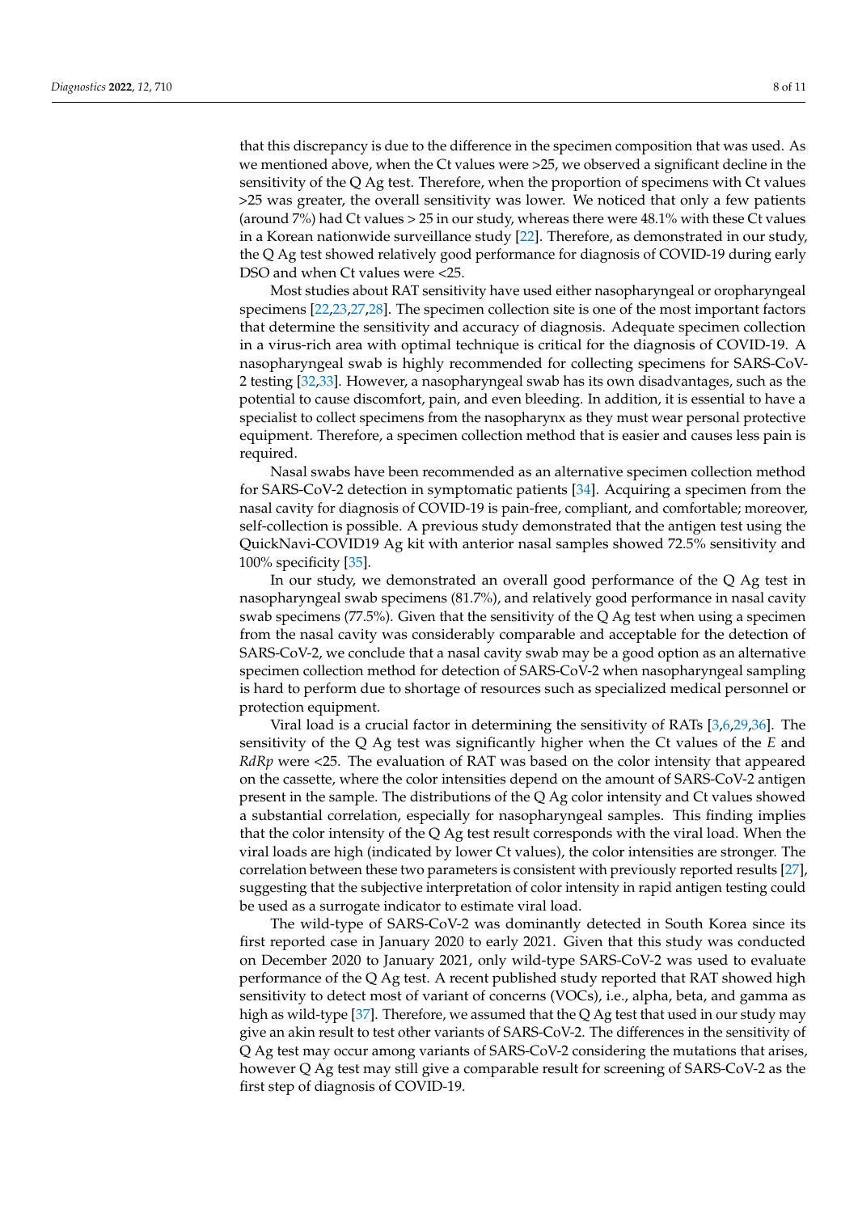that this discrepancy is due to the difference in the specimen composition that was used. As we mentioned above, when the Ct values were >25, we observed a significant decline in the sensitivity of the Q Ag test. Therefore, when the proportion of specimens with Ct values >25 was greater, the overall sensitivity was lower. We noticed that only a few patients (around 7%) had Ct values > 25 in our study, whereas there were 48.1% with these Ct values in a Korean nationwide surveillance study [22]. Therefore, as demonstrated in our study, the Q Ag test showed relatively good performance for diagnosis of COVID-19 during early DSO and when Ct values were <25.

Most studies about RAT sensitivity have used either nasopharyngeal or oropharyngeal specimens [22,23,27,28]. The specimen collection site is one of the most important factors that determine the sensitivity and accuracy of diagnosis. Adequate specimen collection in a virus-rich area with optimal technique is critical for the diagnosis of COVID-19. A nasopharyngeal swab is highly recommended for collecting specimens for SARS-CoV-2 testing [32,33]. However, a nasopharyngeal swab has its own disadvantages, such as the potential to cause discomfort, pain, and even bleeding. In addition, it is essential to have a specialist to collect specimens from the nasopharynx as they must wear personal protective equipment. Therefore, a specimen collection method that is easier and causes less pain is required.

Nasal swabs have been recommended as an alternative specimen collection method for SARS-CoV-2 detection in symptomatic patients [34]. Acquiring a specimen from the nasal cavity for diagnosis of COVID-19 is pain-free, compliant, and comfortable; moreover, self-collection is possible. A previous study demonstrated that the antigen test using the QuickNavi-COVID19 Ag kit with anterior nasal samples showed 72.5% sensitivity and 100% specificity [35].

In our study, we demonstrated an overall good performance of the Q Ag test in nasopharyngeal swab specimens (81.7%), and relatively good performance in nasal cavity swab specimens (77.5%). Given that the sensitivity of the Q Ag test when using a specimen from the nasal cavity was considerably comparable and acceptable for the detection of SARS-CoV-2, we conclude that a nasal cavity swab may be a good option as an alternative specimen collection method for detection of SARS-CoV-2 when nasopharyngeal sampling is hard to perform due to shortage of resources such as specialized medical personnel or protection equipment.

Viral load is a crucial factor in determining the sensitivity of RATs [3,6,29,36]. The sensitivity of the Q Ag test was significantly higher when the Ct values of the *E* and *RdRp* were <25. The evaluation of RAT was based on the color intensity that appeared on the cassette, where the color intensities depend on the amount of SARS-CoV-2 antigen present in the sample. The distributions of the Q Ag color intensity and Ct values showed a substantial correlation, especially for nasopharyngeal samples. This finding implies that the color intensity of the Q Ag test result corresponds with the viral load. When the viral loads are high (indicated by lower Ct values), the color intensities are stronger. The correlation between these two parameters is consistent with previously reported results [27], suggesting that the subjective interpretation of color intensity in rapid antigen testing could be used as a surrogate indicator to estimate viral load.

The wild-type of SARS-CoV-2 was dominantly detected in South Korea since its first reported case in January 2020 to early 2021. Given that this study was conducted on December 2020 to January 2021, only wild-type SARS-CoV-2 was used to evaluate performance of the Q Ag test. A recent published study reported that RAT showed high sensitivity to detect most of variant of concerns (VOCs), i.e., alpha, beta, and gamma as high as wild-type [37]. Therefore, we assumed that the Q Ag test that used in our study may give an akin result to test other variants of SARS-CoV-2. The differences in the sensitivity of Q Ag test may occur among variants of SARS-CoV-2 considering the mutations that arises, however Q Ag test may still give a comparable result for screening of SARS-CoV-2 as the first step of diagnosis of COVID-19.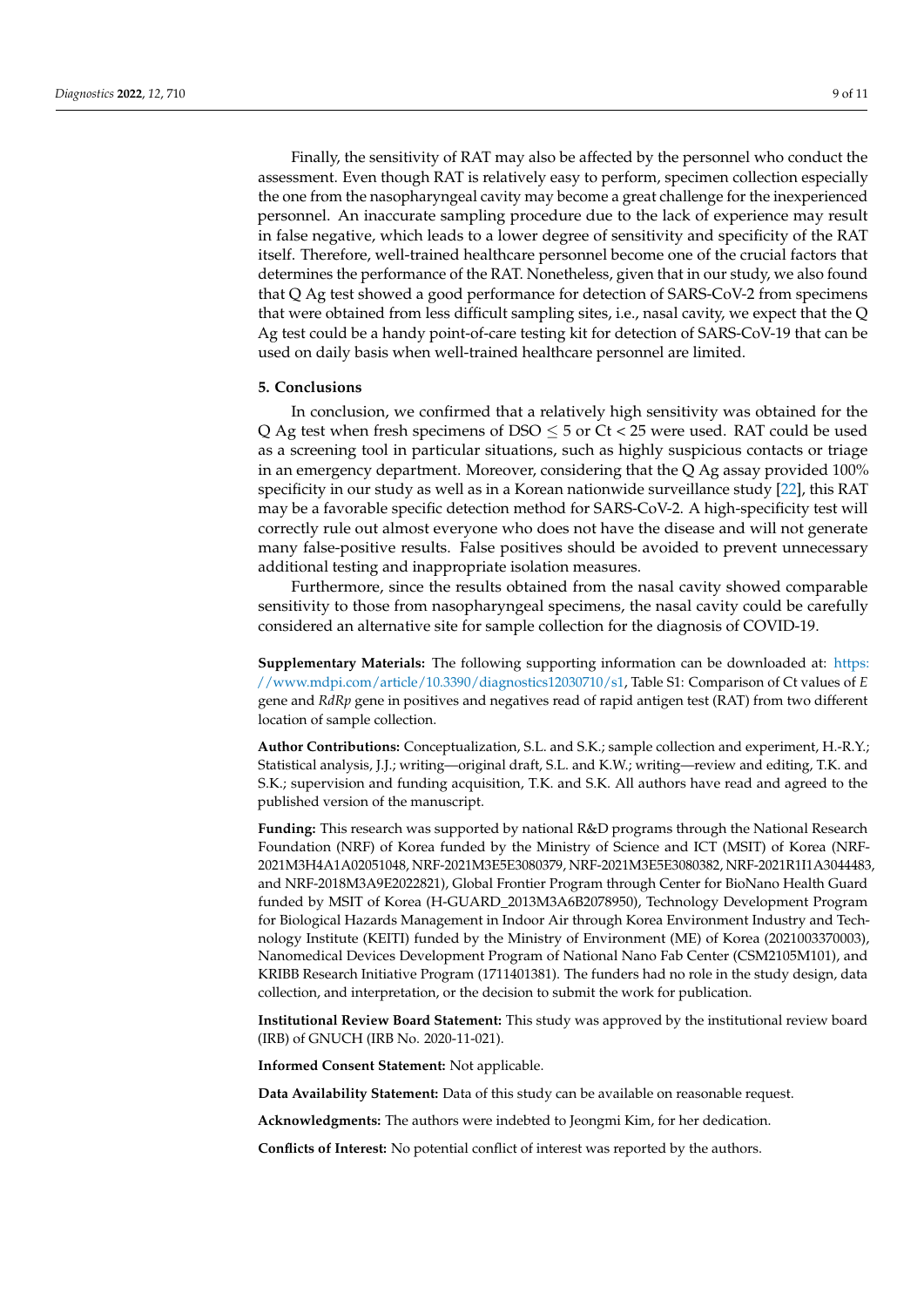Finally, the sensitivity of RAT may also be affected by the personnel who conduct the assessment. Even though RAT is relatively easy to perform, specimen collection especially the one from the nasopharyngeal cavity may become a great challenge for the inexperienced personnel. An inaccurate sampling procedure due to the lack of experience may result in false negative, which leads to a lower degree of sensitivity and specificity of the RAT itself. Therefore, well-trained healthcare personnel become one of the crucial factors that determines the performance of the RAT. Nonetheless, given that in our study, we also found that Q Ag test showed a good performance for detection of SARS-CoV-2 from specimens that were obtained from less difficult sampling sites, i.e., nasal cavity, we expect that the Q Ag test could be a handy point-of-care testing kit for detection of SARS-CoV-19 that can be used on daily basis when well-trained healthcare personnel are limited.

## 5. Conclusions

In conclusion, we confirmed that a relatively high sensitivity was obtained for the Q Ag test when fresh specimens of DSO $\leq 5$ or Ct $< 25$ were used. RAT could be used as a screening tool in particular situations, such as highly suspicious contacts or triage in an emergency department. Moreover, considering that the Q Ag assay provided 100% specificity in our study as well as in a Korean nationwide surveillance study [22], this RAT may be a favorable specific detection method for SARS-CoV-2. A high-specificity test will correctly rule out almost everyone who does not have the disease and will not generate many false-positive results. False positives should be avoided to prevent unnecessary additional testing and inappropriate isolation measures.

Furthermore, since the results obtained from the nasal cavity showed comparable sensitivity to those from nasopharyngeal specimens, the nasal cavity could be carefully considered an alternative site for sample collection for the diagnosis of COVID-19.

**Supplementary Materials:** The following supporting information can be downloaded at: https://www.mdpi.com/article/10.3390/diagnostics12030710/s1, Table S1: Comparison of Ct values of *E* gene and *RdRp* gene in positives and negatives read of rapid antigen test (RAT) from two different location of sample collection.

**Author Contributions:** Conceptualization, S.L. and S.K.; sample collection and experiment, H.-R.Y.; Statistical analysis, J.J.; writing—original draft, S.L. and K.W.; writing—review and editing, T.K. and S.K.; supervision and funding acquisition, T.K. and S.K. All authors have read and agreed to the published version of the manuscript.

**Funding:** This research was supported by national R&D programs through the National Research Foundation (NRF) of Korea funded by the Ministry of Science and ICT (MSIT) of Korea (NRF-2021M3H4A1A02051048, NRF-2021M3E5E3080379, NRF-2021M3E5E3080382, NRF-2021R1I1A3044483, and NRF-2018M3A9E2022821), Global Frontier Program through Center for BioNano Health Guard funded by MSIT of Korea (H-GUARD_2013M3A6B2078950), Technology Development Program for Biological Hazards Management in Indoor Air through Korea Environment Industry and Technology Institute (KEITI) funded by the Ministry of Environment (ME) of Korea (2021003370003), Nanomedical Devices Development Program of National Nano Fab Center (CSM2105M101), and KRIBB Research Initiative Program (1711401381). The funders had no role in the study design, data collection, and interpretation, or the decision to submit the work for publication.

**Institutional Review Board Statement:** This study was approved by the institutional review board (IRB) of GNUCH (IRB No. 2020-11-021).

**Informed Consent Statement:** Not applicable.

**Data Availability Statement:** Data of this study can be available on reasonable request.

**Acknowledgments:** The authors were indebted to Jeongmi Kim, for her dedication.

**Conflicts of Interest:** No potential conflict of interest was reported by the authors.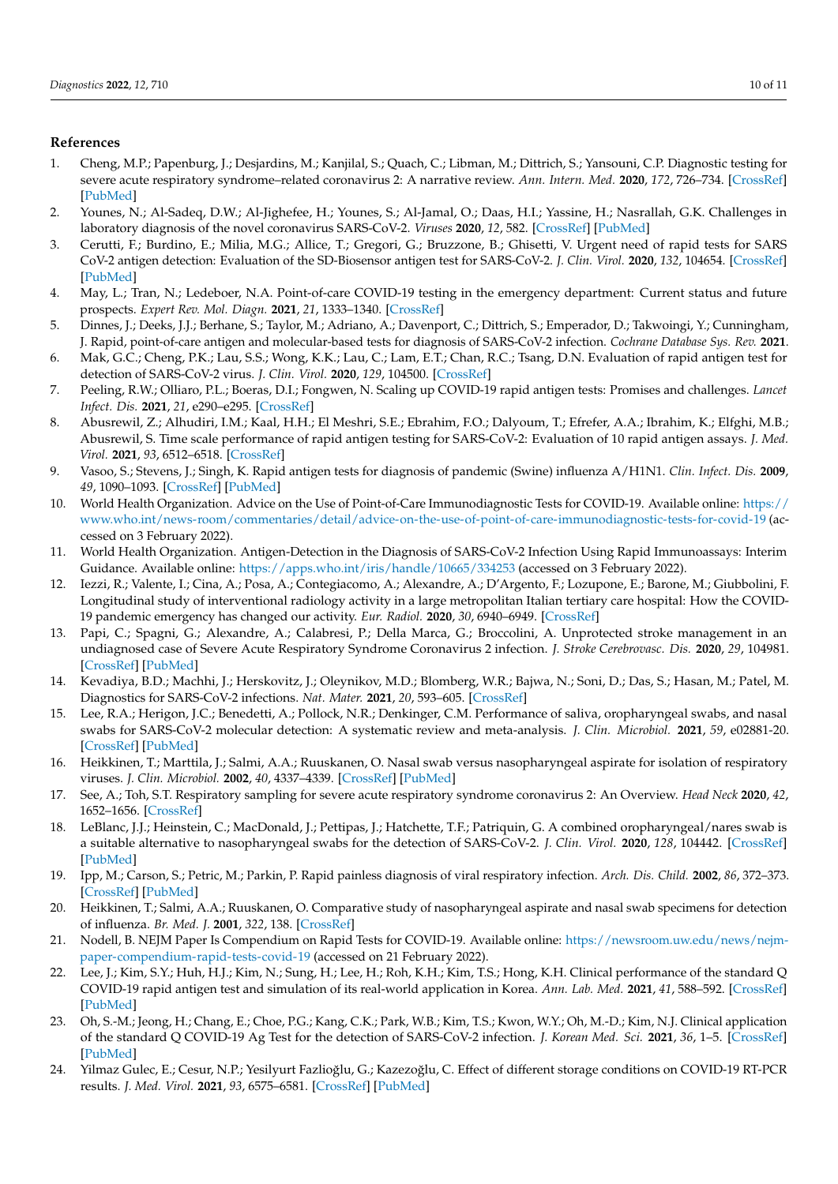## References

1. Cheng, M.P.; Papenburg, J.; Desjardins, M.; Kanjilal, S.; Quach, C.; Libman, M.; Dittrich, S.; Yansouni, C.P. Diagnostic testing for severe acute respiratory syndrome–related coronavirus 2: A narrative review. *Ann. Intern. Med.* **2020**, *172*, 726–734. [CrossRef] [PubMed]
2. Younes, N.; Al-Sadeq, D.W.; Al-Jighefee, H.; Younes, S.; Al-Jamal, O.; Daas, H.I.; Yassine, H.; Nasrallah, G.K. Challenges in laboratory diagnosis of the novel coronavirus SARS-CoV-2. *Viruses* **2020**, *12*, 582. [CrossRef] [PubMed]
3. Cerutti, F.; Burdino, E.; Milia, M.G.; Allice, T.; Gregori, G.; Bruzzone, B.; Ghisetti, V. Urgent need of rapid tests for SARS CoV-2 antigen detection: Evaluation of the SD-Biosensor antigen test for SARS-CoV-2. *J. Clin. Virol.* **2020**, *132*, 104654. [CrossRef] [PubMed]
4. May, L.; Tran, N.; Ledeboer, N.A. Point-of-care COVID-19 testing in the emergency department: Current status and future prospects. *Expert Rev. Mol. Diagn.* **2021**, *21*, 1333–1340. [CrossRef]
5. Dinnes, J.; Deeks, J.J.; Berhane, S.; Taylor, M.; Adriano, A.; Davenport, C.; Dittrich, S.; Emperador, D.; Takwoingi, Y.; Cunningham, J. Rapid, point-of-care antigen and molecular-based tests for diagnosis of SARS-CoV-2 infection. *Cochrane Database Sys. Rev.* **2021**.
6. Mak, G.C.; Cheng, P.K.; Lau, S.S.; Wong, K.K.; Lau, C.; Lam, E.T.; Chan, R.C.; Tsang, D.N. Evaluation of rapid antigen test for detection of SARS-CoV-2 virus. *J. Clin. Virol.* **2020**, *129*, 104500. [CrossRef]
7. Peeling, R.W.; Olliaro, P.L.; Boeras, D.I.; Fongwen, N. Scaling up COVID-19 rapid antigen tests: Promises and challenges. *Lancet Infect. Dis.* **2021**, *21*, e290–e295. [CrossRef]
8. Abusrewil, Z.; Alhudiri, I.M.; Kaal, H.H.; El Meshri, S.E.; Ebrahim, F.O.; Dalyoum, T.; Efrefer, A.A.; Ibrahim, K.; Elfghi, M.B.; Abusrewil, S. Time scale performance of rapid antigen testing for SARS-CoV-2: Evaluation of 10 rapid antigen assays. *J. Med. Virol.* **2021**, *93*, 6512–6518. [CrossRef]
9. Vasoo, S.; Stevens, J.; Singh, K. Rapid antigen tests for diagnosis of pandemic (Swine) influenza A/H1N1. *Clin. Infect. Dis.* **2009**, *49*, 1090–1093. [CrossRef] [PubMed]
10. World Health Organization. Advice on the Use of Point-of-Care Immunodiagnostic Tests for COVID-19. Available online: https://www.who.int/news-room/commentaries/detail/advice-on-the-use-of-point-of-care-immunodiagnostic-tests-for-covid-19 (accessed on 3 February 2022).
11. World Health Organization. Antigen-Detection in the Diagnosis of SARS-CoV-2 Infection Using Rapid Immunoassays: Interim Guidance. Available online: https://apps.who.int/iris/handle/10665/334253 (accessed on 3 February 2022).
12. Iezzi, R.; Valente, I.; Cina, A.; Posa, A.; Contegiacomo, A.; Alexandre, A.; D'Argento, F.; Lozupone, E.; Barone, M.; Giubbolini, F. Longitudinal study of interventional radiology activity in a large metropolitan Italian tertiary care hospital: How the COVID-19 pandemic emergency has changed our activity. *Eur. Radiol.* **2020**, *30*, 6940–6949. [CrossRef]
13. Papi, C.; Spagni, G.; Alexandre, A.; Calabresi, P.; Della Marca, G.; Broccolini, A. Unprotected stroke management in an undiagnosed case of Severe Acute Respiratory Syndrome Coronavirus 2 infection. *J. Stroke Cerebrovasc. Dis.* **2020**, *29*, 104981. [CrossRef] [PubMed]
14. Kevadiya, B.D.; Machhi, J.; Herskovitz, J.; Oleynikov, M.D.; Blomberg, W.R.; Bajwa, N.; Soni, D.; Das, S.; Hasan, M.; Patel, M. Diagnostics for SARS-CoV-2 infections. *Nat. Mater.* **2021**, *20*, 593–605. [CrossRef]
15. Lee, R.A.; Herigon, J.C.; Benedetti, A.; Pollock, N.R.; Denkinger, C.M. Performance of saliva, oropharyngeal swabs, and nasal swabs for SARS-CoV-2 molecular detection: A systematic review and meta-analysis. *J. Clin. Microbiol.* **2021**, *59*, e02881-20. [CrossRef] [PubMed]
16. Heikkinen, T.; Marttila, J.; Salmi, A.A.; Ruuskanen, O. Nasal swab versus nasopharyngeal aspirate for isolation of respiratory viruses. *J. Clin. Microbiol.* **2002**, *40*, 4337–4339. [CrossRef] [PubMed]
17. See, A.; Toh, S.T. Respiratory sampling for severe acute respiratory syndrome coronavirus 2: An Overview. *Head Neck* **2020**, *42*, 1652–1656. [CrossRef]
18. LeBlanc, J.J.; Heinstein, C.; MacDonald, J.; Pettipas, J.; Hatchette, T.F.; Patriquin, G. A combined oropharyngeal/nares swab is a suitable alternative to nasopharyngeal swabs for the detection of SARS-CoV-2. *J. Clin. Virol.* **2020**, *128*, 104442. [CrossRef] [PubMed]
19. Ipp, M.; Carson, S.; Petric, M.; Parkin, P. Rapid painless diagnosis of viral respiratory infection. *Arch. Dis. Child.* **2002**, *86*, 372–373. [CrossRef] [PubMed]
20. Heikkinen, T.; Salmi, A.A.; Ruuskanen, O. Comparative study of nasopharyngeal aspirate and nasal swab specimens for detection of influenza. *Br. Med. J.* **2001**, *322*, 138. [CrossRef]
21. Nodell, B. NEJM Paper Is Compendium on Rapid Tests for COVID-19. Available online: https://newsroom.uw.edu/news/nejm-paper-compendium-rapid-tests-covid-19 (accessed on 21 February 2022).
22. Lee, J.; Kim, S.Y.; Huh, H.J.; Kim, N.; Sung, H.; Lee, H.; Roh, K.H.; Kim, T.S.; Hong, K.H. Clinical performance of the standard Q COVID-19 rapid antigen test and simulation of its real-world application in Korea. *Ann. Lab. Med.* **2021**, *41*, 588–592. [CrossRef] [PubMed]
23. Oh, S.-M.; Jeong, H.; Chang, E.; Choe, P.G.; Kang, C.K.; Park, W.B.; Kim, T.S.; Kwon, W.Y.; Oh, M.-D.; Kim, N.J. Clinical application of the standard Q COVID-19 Ag Test for the detection of SARS-CoV-2 infection. *J. Korean Med. Sci.* **2021**, *36*, 1–5. [CrossRef] [PubMed]
24. Yilmaz Gulec, E.; Cesur, N.P.; Yesilyurt Fazlioğlu, G.; Kazezoğlu, C. Effect of different storage conditions on COVID-19 RT-PCR results. *J. Med. Virol.* **2021**, *93*, 6575–6581. [CrossRef] [PubMed]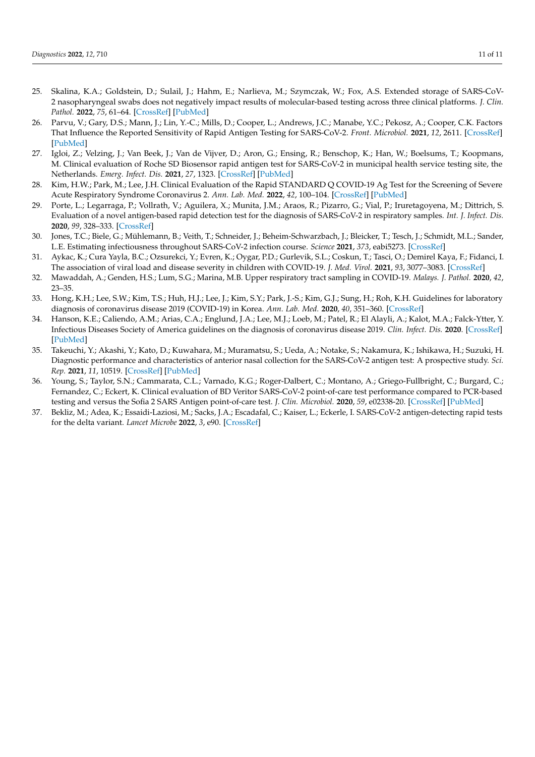25. Skalina, K.A.; Goldstein, D.; Sulail, J.; Hahm, E.; Narlieva, M.; Szymczak, W.; Fox, A.S. Extended storage of SARS-CoV-2 nasopharyngeal swabs does not negatively impact results of molecular-based testing across three clinical platforms. *J. Clin. Pathol.* **2022**, *75*, 61–64. [CrossRef] [PubMed]
26. Parvu, V.; Gary, D.S.; Mann, J.; Lin, Y.-C.; Mills, D.; Cooper, L.; Andrews, J.C.; Manabe, Y.C.; Pekosz, A.; Cooper, C.K. Factors That Influence the Reported Sensitivity of Rapid Antigen Testing for SARS-CoV-2. *Front. Microbiol.* **2021**, *12*, 2611. [CrossRef] [PubMed]
27. Igloi, Z.; Velzing, J.; Van Beek, J.; Van de Vijver, D.; Aron, G.; Ensing, R.; Benschop, K.; Han, W.; Boelsums, T.; Koopmans, M. Clinical evaluation of Roche SD Biosensor rapid antigen test for SARS-CoV-2 in municipal health service testing site, the Netherlands. *Emerg. Infect. Dis.* **2021**, *27*, 1323. [CrossRef] [PubMed]
28. Kim, H.W.; Park, M.; Lee, J.H. Clinical Evaluation of the Rapid STANDARD Q COVID-19 Ag Test for the Screening of Severe Acute Respiratory Syndrome Coronavirus 2. *Ann. Lab. Med.* **2022**, *42*, 100–104. [CrossRef] [PubMed]
29. Porte, L.; Legarraga, P.; Vollrath, V.; Aguilera, X.; Munita, J.M.; Araos, R.; Pizarro, G.; Vial, P.; Iruretagoyena, M.; Dittrich, S. Evaluation of a novel antigen-based rapid detection test for the diagnosis of SARS-CoV-2 in respiratory samples. *Int. J. Infect. Dis.* **2020**, *99*, 328–333. [CrossRef]
30. Jones, T.C.; Biele, G.; Mühlemann, B.; Veith, T.; Schneider, J.; Beheim-Schwarzbach, J.; Bleicker, T.; Tesch, J.; Schmidt, M.L.; Sander, L.E. Estimating infectiousness throughout SARS-CoV-2 infection course. *Science* **2021**, *373*, eabi5273. [CrossRef]
31. Aykac, K.; Cura Yayla, B.C.; Ozsurekci, Y.; Evren, K.; Oygar, P.D.; Gurlevik, S.L.; Coskun, T.; Tasci, O.; Demirel Kaya, F.; Fidanci, I. The association of viral load and disease severity in children with COVID-19. *J. Med. Virol.* **2021**, *93*, 3077–3083. [CrossRef]
32. Mawaddah, A.; Genden, H.S.; Lum, S.G.; Marina, M.B. Upper respiratory tract sampling in COVID-19. *Malays. J. Pathol.* **2020**, *42*, 23–35.
33. Hong, K.H.; Lee, S.W.; Kim, T.S.; Huh, H.J.; Lee, J.; Kim, S.Y.; Park, J.-S.; Kim, G.J.; Sung, H.; Roh, K.H. Guidelines for laboratory diagnosis of coronavirus disease 2019 (COVID-19) in Korea. *Ann. Lab. Med.* **2020**, *40*, 351–360. [CrossRef]
34. Hanson, K.E.; Caliendo, A.M.; Arias, C.A.; Englund, J.A.; Lee, M.J.; Loeb, M.; Patel, R.; El Alayli, A.; Kalot, M.A.; Falck-Ytter, Y. Infectious Diseases Society of America guidelines on the diagnosis of coronavirus disease 2019. *Clin. Infect. Dis.* **2020**. [CrossRef] [PubMed]
35. Takeuchi, Y.; Akashi, Y.; Kato, D.; Kuwahara, M.; Muramatsu, S.; Ueda, A.; Notake, S.; Nakamura, K.; Ishikawa, H.; Suzuki, H. Diagnostic performance and characteristics of anterior nasal collection for the SARS-CoV-2 antigen test: A prospective study. *Sci. Rep.* **2021**, *11*, 10519. [CrossRef] [PubMed]
36. Young, S.; Taylor, S.N.; Cammarata, C.L.; Varnado, K.G.; Roger-Dalbert, C.; Montano, A.; Griego-Fullbright, C.; Burgard, C.; Fernandez, C.; Eckert, K. Clinical evaluation of BD Veritor SARS-CoV-2 point-of-care test performance compared to PCR-based testing and versus the Sofia 2 SARS Antigen point-of-care test. *J. Clin. Microbiol.* **2020**, *59*, e02338-20. [CrossRef] [PubMed]
37. Bekliz, M.; Adea, K.; Essaidi-Laziosi, M.; Sacks, J.A.; Escadafal, C.; Kaiser, L.; Eckerle, I. SARS-CoV-2 antigen-detecting rapid tests for the delta variant. *Lancet Microbe* **2022**, *3*, e90. [CrossRef]